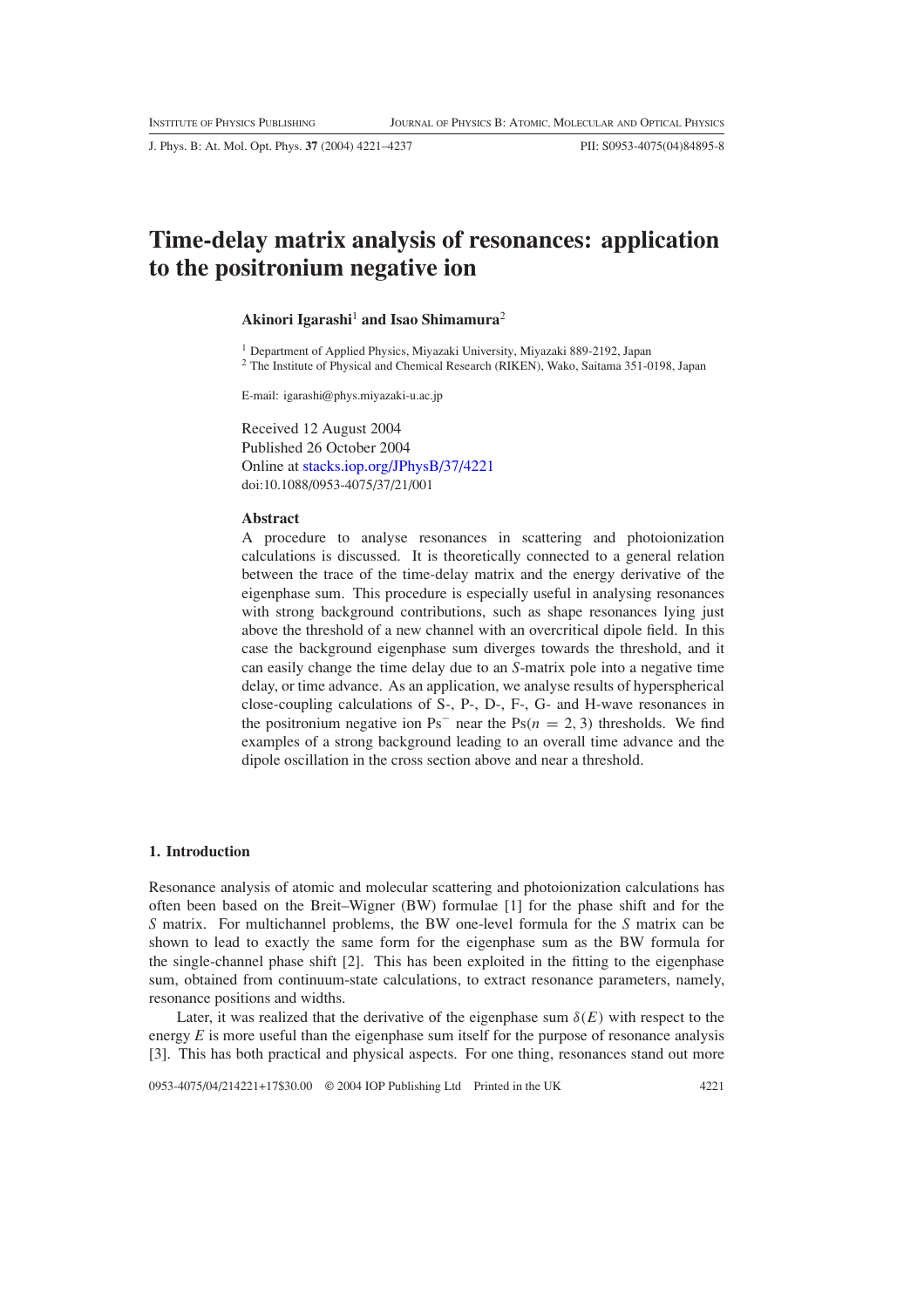# Time-delay matrix analysis of resonances: application to the positronium negative ion

**Akinori Igarashi**[1] **and Isao Shimamura**[2]

[1] Department of Applied Physics, Miyazaki University, Miyazaki 889-2192, Japan
[2] The Institute of Physical and Chemical Research (RIKEN), Wako, Saitama 351-0198, Japan

E-mail: igarashi@phys.miyazaki-u.ac.jp

Received 12 August 2004
Published 26 October 2004
Online at stacks.iop.org/JPhysB/37/4221
doi:10.1088/0953-4075/37/21/001

### Abstract

A procedure to analyse resonances in scattering and photoionization calculations is discussed. It is theoretically connected to a general relation between the trace of the time-delay matrix and the energy derivative of the eigenphase sum. This procedure is especially useful in analysing resonances with strong background contributions, such as shape resonances lying just above the threshold of a new channel with an overcritical dipole field. In this case the background eigenphase sum diverges towards the threshold, and it can easily change the time delay due to an *S*-matrix pole into a negative time delay, or time advance. As an application, we analyse results of hyperspherical close-coupling calculations of S-, P-, D-, F-, G- and H-wave resonances in the positronium negative ion $Ps^-$ near the $Ps(n = 2, 3)$ thresholds. We find examples of a strong background leading to an overall time advance and the dipole oscillation in the cross section above and near a threshold.

## 1. Introduction

Resonance analysis of atomic and molecular scattering and photoionization calculations has often been based on the Breit–Wigner (BW) formulae [1] for the phase shift and for the *S* matrix. For multichannel problems, the BW one-level formula for the *S* matrix can be shown to lead to exactly the same form for the eigenphase sum as the BW formula for the single-channel phase shift [2]. This has been exploited in the fitting to the eigenphase sum, obtained from continuum-state calculations, to extract resonance parameters, namely, resonance positions and widths.

Later, it was realized that the derivative of the eigenphase sum $\delta(E)$ with respect to the energy $E$ is more useful than the eigenphase sum itself for the purpose of resonance analysis [3]. This has both practical and physical aspects. For one thing, resonances stand out more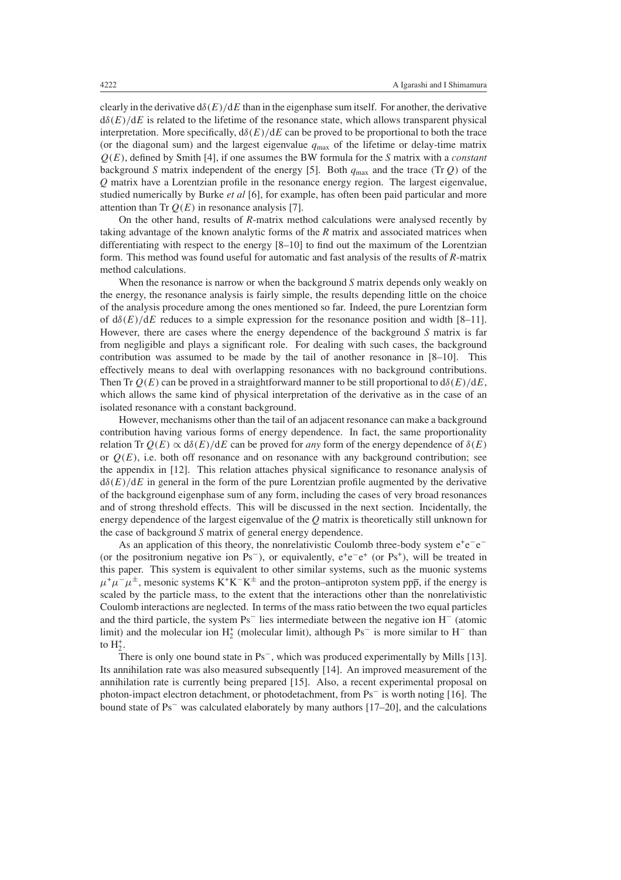clearly in the derivative $d\delta(E)/dE$ than in the eigenphase sum itself. For another, the derivative $d\delta(E)/dE$ is related to the lifetime of the resonance state, which allows transparent physical interpretation. More specifically, $d\delta(E)/dE$ can be proved to be proportional to both the trace (or the diagonal sum) and the largest eigenvalue $q_{\max}$ of the lifetime or delay-time matrix $Q(E)$, defined by Smith [4], if one assumes the BW formula for the *S* matrix with a *constant* background *S* matrix independent of the energy [5]. Both $q_{\max}$ and the trace (Tr $Q$) of the $Q$ matrix have a Lorentzian profile in the resonance energy region. The largest eigenvalue, studied numerically by Burke *et al* [6], for example, has often been paid particular and more attention than Tr $Q(E)$ in resonance analysis [7].

On the other hand, results of *R*-matrix method calculations were analysed recently by taking advantage of the known analytic forms of the *R* matrix and associated matrices when differentiating with respect to the energy [8–10] to find out the maximum of the Lorentzian form. This method was found useful for automatic and fast analysis of the results of *R*-matrix method calculations.

When the resonance is narrow or when the background *S* matrix depends only weakly on the energy, the resonance analysis is fairly simple, the results depending little on the choice of the analysis procedure among the ones mentioned so far. Indeed, the pure Lorentzian form of $d\delta(E)/dE$ reduces to a simple expression for the resonance position and width [8–11]. However, there are cases where the energy dependence of the background *S* matrix is far from negligible and plays a significant role. For dealing with such cases, the background contribution was assumed to be made by the tail of another resonance in [8–10]. This effectively means to deal with overlapping resonances with no background contributions. Then Tr $Q(E)$ can be proved in a straightforward manner to be still proportional to $d\delta(E)/dE$, which allows the same kind of physical interpretation of the derivative as in the case of an isolated resonance with a constant background.

However, mechanisms other than the tail of an adjacent resonance can make a background contribution having various forms of energy dependence. In fact, the same proportionality relation Tr $Q(E) \propto d\delta(E)/dE$ can be proved for *any* form of the energy dependence of $\delta(E)$ or $Q(E)$, i.e. both off resonance and on resonance with any background contribution; see the appendix in [12]. This relation attaches physical significance to resonance analysis of $d\delta(E)/dE$ in general in the form of the pure Lorentzian profile augmented by the derivative of the background eigenphase sum of any form, including the cases of very broad resonances and of strong threshold effects. This will be discussed in the next section. Incidentally, the energy dependence of the largest eigenvalue of the $Q$ matrix is theoretically still unknown for the case of background *S* matrix of general energy dependence.

As an application of this theory, the nonrelativistic Coulomb three-body system $e^+e^-e^-$ (or the positronium negative ion $Ps^-$), or equivalently, $e^+e^-e^+$ (or $Ps^+$), will be treated in this paper. This system is equivalent to other similar systems, such as the muonic systems $\mu^+\mu^-\mu^\pm$, mesonic systems $K^+K^-K^\pm$ and the proton–antiproton system $pp\bar{p}$, if the energy is scaled by the particle mass, to the extent that the interactions other than the nonrelativistic Coulomb interactions are neglected. In terms of the mass ratio between the two equal particles and the third particle, the system $Ps^-$ lies intermediate between the negative ion $H^-$ (atomic limit) and the molecular ion $H_2^+$ (molecular limit), although $Ps^-$ is more similar to $H^-$ than to $H_2^+$.

There is only one bound state in $Ps^-$, which was produced experimentally by Mills [13]. Its annihilation rate was also measured subsequently [14]. An improved measurement of the annihilation rate is currently being prepared [15]. Also, a recent experimental proposal on photon-impact electron detachment, or photodetachment, from $Ps^-$ is worth noting [16]. The bound state of $Ps^-$ was calculated elaborately by many authors [17–20], and the calculations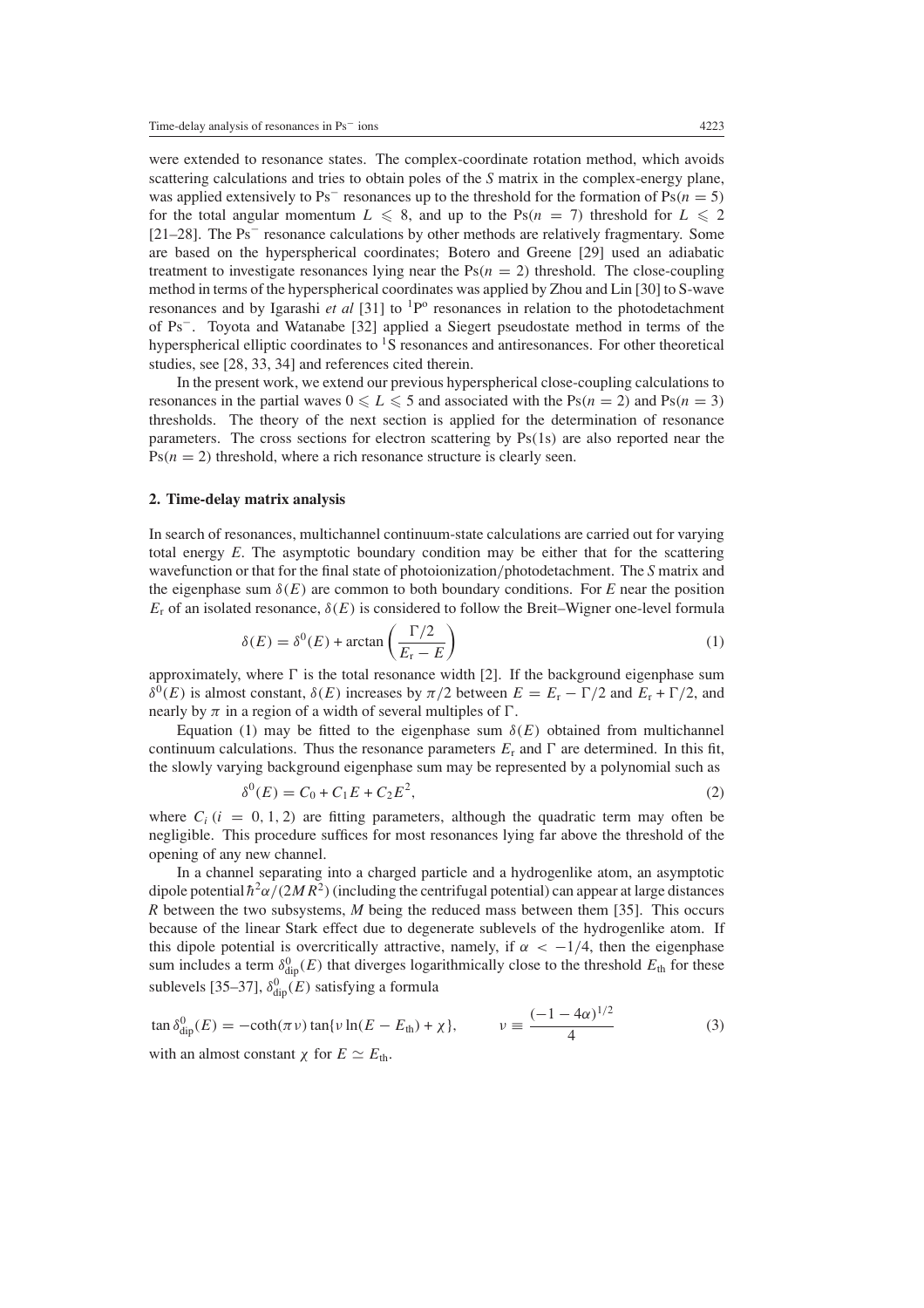were extended to resonance states. The complex-coordinate rotation method, which avoids scattering calculations and tries to obtain poles of the *S* matrix in the complex-energy plane, was applied extensively to $\mathrm{Ps}^-$ resonances up to the threshold for the formation of $\mathrm{Ps}(n = 5)$ for the total angular momentum $L \leqslant 8$, and up to the $\mathrm{Ps}(n = 7)$ threshold for $L \leqslant 2$ [21–28]. The $\mathrm{Ps}^-$ resonance calculations by other methods are relatively fragmentary. Some are based on the hyperspherical coordinates; Botero and Greene [29] used an adiabatic treatment to investigate resonances lying near the $\mathrm{Ps}(n = 2)$ threshold. The close-coupling method in terms of the hyperspherical coordinates was applied by Zhou and Lin [30] to S-wave resonances and by Igarashi *et al* [31] to $^1\mathrm{P}^\mathrm{o}$ resonances in relation to the photodetachment of $\mathrm{Ps}^-$. Toyota and Watanabe [32] applied a Siegert pseudostate method in terms of the hyperspherical elliptic coordinates to $^1\mathrm{S}$ resonances and antiresonances. For other theoretical studies, see [28, 33, 34] and references cited therein.

In the present work, we extend our previous hyperspherical close-coupling calculations to resonances in the partial waves $0 \leqslant L \leqslant 5$ and associated with the $\mathrm{Ps}(n = 2)$ and $\mathrm{Ps}(n = 3)$ thresholds. The theory of the next section is applied for the determination of resonance parameters. The cross sections for electron scattering by Ps(1s) are also reported near the $\mathrm{Ps}(n = 2)$ threshold, where a rich resonance structure is clearly seen.

## 2. Time-delay matrix analysis

In search of resonances, multichannel continuum-state calculations are carried out for varying total energy $E$. The asymptotic boundary condition may be either that for the scattering wavefunction or that for the final state of photoionization/photodetachment. The *S* matrix and the eigenphase sum $\delta(E)$ are common to both boundary conditions. For $E$ near the position $E_\mathrm{r}$ of an isolated resonance, $\delta(E)$ is considered to follow the Breit–Wigner one-level formula

$$\delta(E) = \delta^0(E) + \arctan\left(\frac{\Gamma/2}{E_\mathrm{r} - E}\right) \tag{1}$$

approximately, where $\Gamma$ is the total resonance width [2]. If the background eigenphase sum $\delta^0(E)$ is almost constant, $\delta(E)$ increases by $\pi/2$ between $E = E_\mathrm{r} - \Gamma/2$ and $E_\mathrm{r} + \Gamma/2$, and nearly by $\pi$ in a region of a width of several multiples of $\Gamma$.

Equation (1) may be fitted to the eigenphase sum $\delta(E)$ obtained from multichannel continuum calculations. Thus the resonance parameters $E_\mathrm{r}$ and $\Gamma$ are determined. In this fit, the slowly varying background eigenphase sum may be represented by a polynomial such as

$$\delta^0(E) = C_0 + C_1 E + C_2 E^2, \tag{2}$$

where $C_i$ $(i = 0, 1, 2)$ are fitting parameters, although the quadratic term may often be negligible. This procedure suffices for most resonances lying far above the threshold of the opening of any new channel.

In a channel separating into a charged particle and a hydrogenlike atom, an asymptotic dipole potential $\hbar^2\alpha/(2MR^2)$ (including the centrifugal potential) can appear at large distances $R$ between the two subsystems, $M$ being the reduced mass between them [35]. This occurs because of the linear Stark effect due to degenerate sublevels of the hydrogenlike atom. If this dipole potential is overcritically attractive, namely, if $\alpha < -1/4$, then the eigenphase sum includes a term $\delta^0_\mathrm{dip}(E)$ that diverges logarithmically close to the threshold $E_\mathrm{th}$ for these sublevels [35–37], $\delta^0_\mathrm{dip}(E)$ satisfying a formula

$$\tan\delta^0_\mathrm{dip}(E) = -\coth(\pi\nu)\tan\{\nu\ln(E - E_\mathrm{th}) + \chi\}, \qquad \nu \equiv \frac{(-1-4\alpha)^{1/2}}{4} \tag{3}$$

with an almost constant $\chi$ for $E \simeq E_\mathrm{th}$.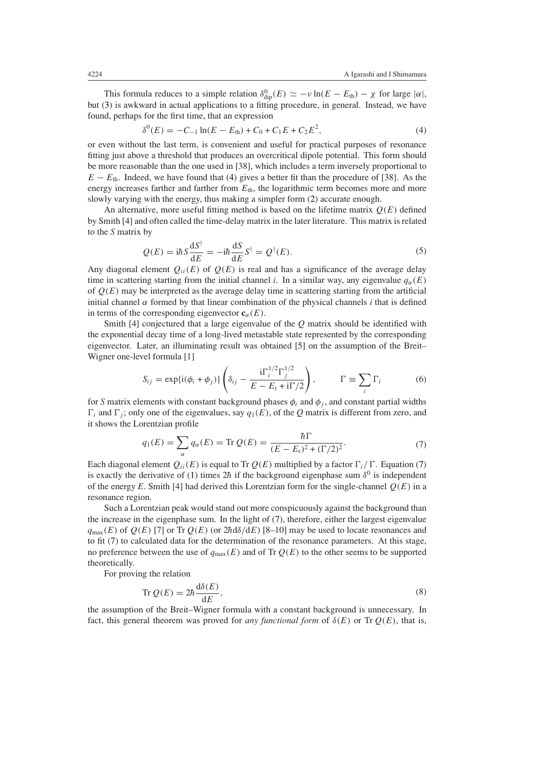This formula reduces to a simple relation $\delta^0_{\rm dip}(E) \simeq -\nu \ln(E - E_{\rm th}) - \chi$ for large $|\alpha|$, but (3) is awkward in actual applications to a fitting procedure, in general. Instead, we have found, perhaps for the first time, that an expression

$$\delta^0(E) = -C_{-1} \ln(E - E_{\rm th}) + C_0 + C_1 E + C_2 E^2, \tag{4}$$

or even without the last term, is convenient and useful for practical purposes of resonance fitting just above a threshold that produces an overcritical dipole potential. This form should be more reasonable than the one used in [38], which includes a term inversely proportional to $E - E_{\rm th}$. Indeed, we have found that (4) gives a better fit than the procedure of [38]. As the energy increases farther and farther from $E_{\rm th}$, the logarithmic term becomes more and more slowly varying with the energy, thus making a simpler form (2) accurate enough.

An alternative, more useful fitting method is based on the lifetime matrix $Q(E)$ defined by Smith [4] and often called the time-delay matrix in the later literature. This matrix is related to the $S$ matrix by

$$Q(E) = \mathrm{i}\hbar S \frac{\mathrm{d}S^\dagger}{\mathrm{d}E} = -\mathrm{i}\hbar \frac{\mathrm{d}S}{\mathrm{d}E} S^\dagger = Q^\dagger(E). \tag{5}$$

Any diagonal element $Q_{ii}(E)$ of $Q(E)$ is real and has a significance of the average delay time in scattering starting from the initial channel $i$. In a similar way, any eigenvalue $q_\alpha(E)$ of $Q(E)$ may be interpreted as the average delay time in scattering starting from the artificial initial channel $\alpha$ formed by that linear combination of the physical channels $i$ that is defined in terms of the corresponding eigenvector $\mathbf{c}_\alpha(E)$.

Smith [4] conjectured that a large eigenvalue of the $Q$ matrix should be identified with the exponential decay time of a long-lived metastable state represented by the corresponding eigenvector. Later, an illuminating result was obtained [5] on the assumption of the Breit–Wigner one-level formula [1]

$$S_{ij} = \exp\{\mathrm{i}(\phi_i + \phi_j)\} \left( \delta_{ij} - \frac{\mathrm{i}\Gamma_i^{1/2}\Gamma_j^{1/2}}{E - E_{\rm r} + \mathrm{i}\Gamma/2} \right), \qquad \Gamma \equiv \sum_i \Gamma_i \tag{6}$$

for $S$ matrix elements with constant background phases $\phi_i$ and $\phi_j$, and constant partial widths $\Gamma_i$ and $\Gamma_j$; only one of the eigenvalues, say $q_1(E)$, of the $Q$ matrix is different from zero, and it shows the Lorentzian profile

$$q_1(E) = \sum_\alpha q_\alpha(E) = \mathrm{Tr}\, Q(E) = \frac{\hbar\Gamma}{(E - E_{\rm r})^2 + (\Gamma/2)^2}. \tag{7}$$

Each diagonal element $Q_{ii}(E)$ is equal to $\mathrm{Tr}\, Q(E)$ multiplied by a factor $\Gamma_i/\Gamma$. Equation (7) is exactly the derivative of (1) times $2\hbar$ if the background eigenphase sum $\delta^0$ is independent of the energy $E$. Smith [4] had derived this Lorentzian form for the single-channel $Q(E)$ in a resonance region.

Such a Lorentzian peak would stand out more conspicuously against the background than the increase in the eigenphase sum. In the light of (7), therefore, either the largest eigenvalue $q_{\rm max}(E)$ of $Q(E)$ [7] or $\mathrm{Tr}\, Q(E)$ (or $2\hbar\mathrm{d}\delta/\mathrm{d}E$) [8–10] may be used to locate resonances and to fit (7) to calculated data for the determination of the resonance parameters. At this stage, no preference between the use of $q_{\rm max}(E)$ and of $\mathrm{Tr}\, Q(E)$ to the other seems to be supported theoretically.

For proving the relation

$$\mathrm{Tr}\, Q(E) = 2\hbar \frac{\mathrm{d}\delta(E)}{\mathrm{d}E}, \tag{8}$$

the assumption of the Breit–Wigner formula with a constant background is unnecessary. In fact, this general theorem was proved for *any functional form* of $\delta(E)$ or $\mathrm{Tr}\, Q(E)$, that is,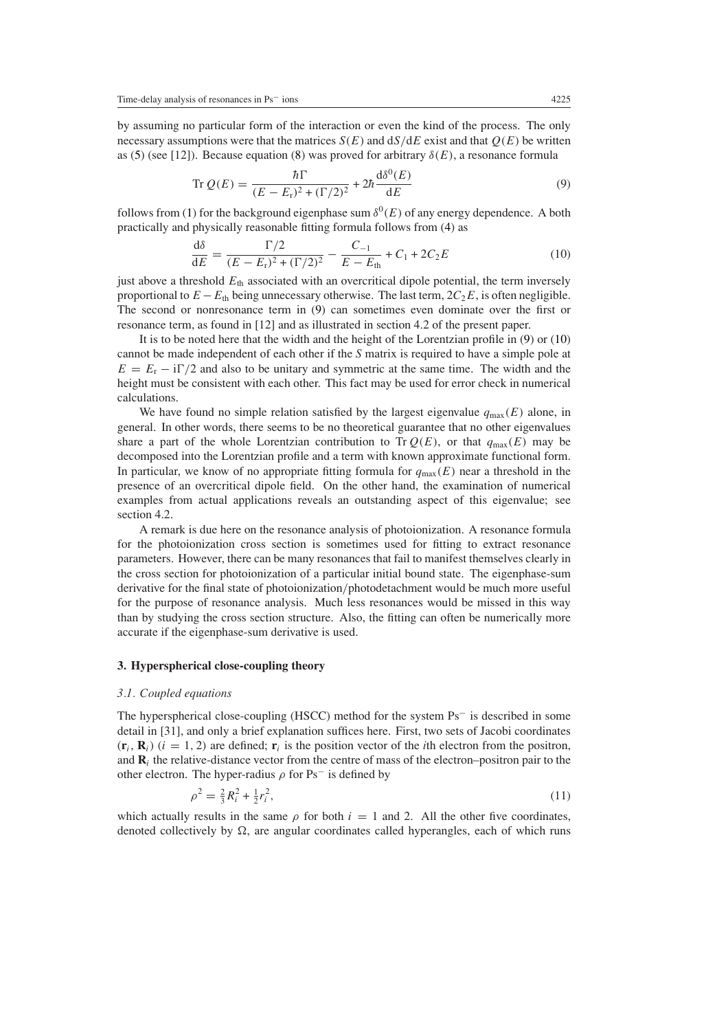by assuming no particular form of the interaction or even the kind of the process. The only necessary assumptions were that the matrices $S(E)$ and $\mathrm{d}S/\mathrm{d}E$ exist and that $Q(E)$ be written as (5) (see [12]). Because equation (8) was proved for arbitrary $\delta(E)$, a resonance formula

$$\mathrm{Tr}\, Q(E) = \frac{\hbar\Gamma}{(E - E_{\mathrm{r}})^2 + (\Gamma/2)^2} + 2\hbar \frac{\mathrm{d}\delta^0(E)}{\mathrm{d}E} \tag{9}$$

follows from (1) for the background eigenphase sum $\delta^0(E)$ of any energy dependence. A both practically and physically reasonable fitting formula follows from (4) as

$$\frac{\mathrm{d}\delta}{\mathrm{d}E} = \frac{\Gamma/2}{(E - E_{\mathrm{r}})^2 + (\Gamma/2)^2} - \frac{C_{-1}}{E - E_{\mathrm{th}}} + C_1 + 2C_2 E \tag{10}$$

just above a threshold $E_{\mathrm{th}}$ associated with an overcritical dipole potential, the term inversely proportional to $E - E_{\mathrm{th}}$ being unnecessary otherwise. The last term, $2C_2E$, is often negligible. The second or nonresonance term in (9) can sometimes even dominate over the first or resonance term, as found in [12] and as illustrated in section 4.2 of the present paper.

It is to be noted here that the width and the height of the Lorentzian profile in (9) or (10) cannot be made independent of each other if the $S$ matrix is required to have a simple pole at $E = E_{\mathrm{r}} - \mathrm{i}\Gamma/2$ and also to be unitary and symmetric at the same time. The width and the height must be consistent with each other. This fact may be used for error check in numerical calculations.

We have found no simple relation satisfied by the largest eigenvalue $q_{\mathrm{max}}(E)$ alone, in general. In other words, there seems to be no theoretical guarantee that no other eigenvalues share a part of the whole Lorentzian contribution to $\mathrm{Tr}\, Q(E)$, or that $q_{\mathrm{max}}(E)$ may be decomposed into the Lorentzian profile and a term with known approximate functional form. In particular, we know of no appropriate fitting formula for $q_{\mathrm{max}}(E)$ near a threshold in the presence of an overcritical dipole field. On the other hand, the examination of numerical examples from actual applications reveals an outstanding aspect of this eigenvalue; see section 4.2.

A remark is due here on the resonance analysis of photoionization. A resonance formula for the photoionization cross section is sometimes used for fitting to extract resonance parameters. However, there can be many resonances that fail to manifest themselves clearly in the cross section for photoionization of a particular initial bound state. The eigenphase-sum derivative for the final state of photoionization/photodetachment would be much more useful for the purpose of resonance analysis. Much less resonances would be missed in this way than by studying the cross section structure. Also, the fitting can often be numerically more accurate if the eigenphase-sum derivative is used.

## 3. Hyperspherical close-coupling theory

### *3.1. Coupled equations*

The hyperspherical close-coupling (HSCC) method for the system $\mathrm{Ps}^-$ is described in some detail in [31], and only a brief explanation suffices here. First, two sets of Jacobi coordinates $(\mathbf{r}_i, \mathbf{R}_i)$ $(i = 1, 2)$ are defined; $\mathbf{r}_i$ is the position vector of the $i$th electron from the positron, and $\mathbf{R}_i$ the relative-distance vector from the centre of mass of the electron–positron pair to the other electron. The hyper-radius $\rho$ for $\mathrm{Ps}^-$ is defined by

$$\rho^2 = \tfrac{2}{3}R_i^2 + \tfrac{1}{2}r_i^2, \tag{11}$$

which actually results in the same $\rho$ for both $i = 1$ and 2. All the other five coordinates, denoted collectively by $\Omega$, are angular coordinates called hyperangles, each of which runs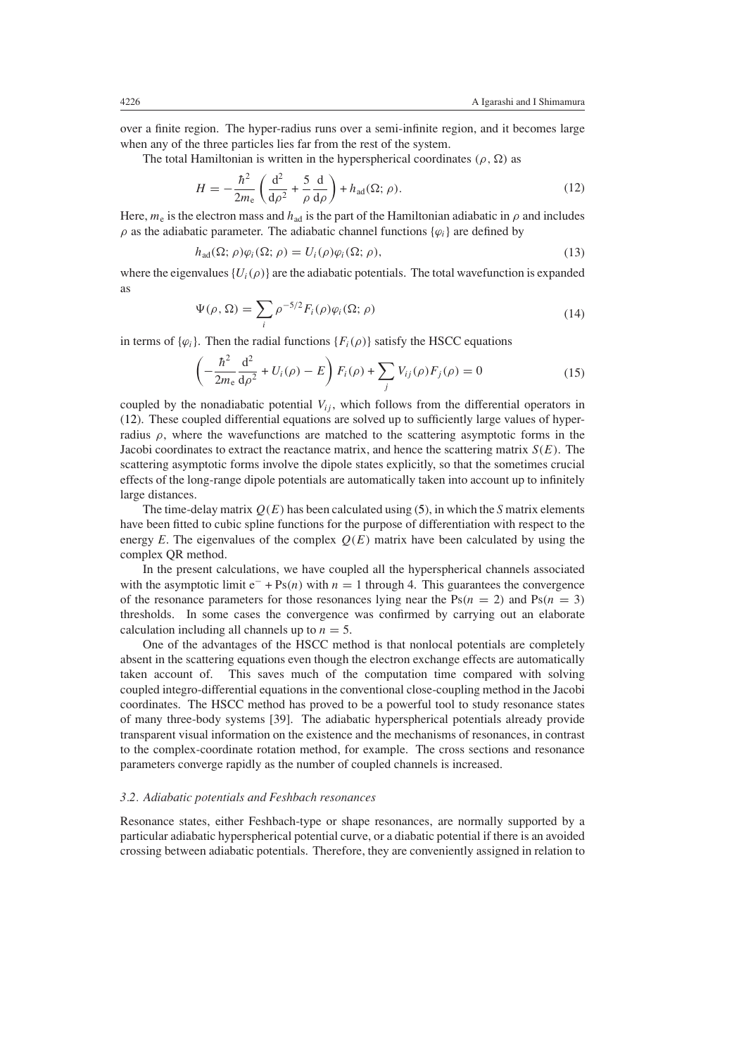over a finite region. The hyper-radius runs over a semi-infinite region, and it becomes large when any of the three particles lies far from the rest of the system.

The total Hamiltonian is written in the hyperspherical coordinates $(\rho, \Omega)$ as

$$H = -\frac{\hbar^2}{2m_e}\left(\frac{d^2}{d\rho^2} + \frac{5}{\rho}\frac{d}{d\rho}\right) + h_{ad}(\Omega; \rho). \tag{12}$$

Here, $m_e$ is the electron mass and $h_{ad}$ is the part of the Hamiltonian adiabatic in $\rho$ and includes $\rho$ as the adiabatic parameter. The adiabatic channel functions $\{\varphi_i\}$ are defined by

$$h_{ad}(\Omega; \rho)\varphi_i(\Omega; \rho) = U_i(\rho)\varphi_i(\Omega; \rho), \tag{13}$$

where the eigenvalues $\{U_i(\rho)\}$ are the adiabatic potentials. The total wavefunction is expanded as

$$\Psi(\rho, \Omega) = \sum_i \rho^{-5/2} F_i(\rho)\varphi_i(\Omega; \rho) \tag{14}$$

in terms of $\{\varphi_i\}$. Then the radial functions $\{F_i(\rho)\}$ satisfy the HSCC equations

$$\left(-\frac{\hbar^2}{2m_e}\frac{d^2}{d\rho^2} + U_i(\rho) - E\right)F_i(\rho) + \sum_j V_{ij}(\rho)F_j(\rho) = 0 \tag{15}$$

coupled by the nonadiabatic potential $V_{ij}$, which follows from the differential operators in (12). These coupled differential equations are solved up to sufficiently large values of hyper-radius $\rho$, where the wavefunctions are matched to the scattering asymptotic forms in the Jacobi coordinates to extract the reactance matrix, and hence the scattering matrix $S(E)$. The scattering asymptotic forms involve the dipole states explicitly, so that the sometimes crucial effects of the long-range dipole potentials are automatically taken into account up to infinitely large distances.

The time-delay matrix $Q(E)$ has been calculated using (5), in which the $S$ matrix elements have been fitted to cubic spline functions for the purpose of differentiation with respect to the energy $E$. The eigenvalues of the complex $Q(E)$ matrix have been calculated by using the complex QR method.

In the present calculations, we have coupled all the hyperspherical channels associated with the asymptotic limit $e^- + Ps(n)$ with $n = 1$ through 4. This guarantees the convergence of the resonance parameters for those resonances lying near the $Ps(n = 2)$ and $Ps(n = 3)$ thresholds. In some cases the convergence was confirmed by carrying out an elaborate calculation including all channels up to $n = 5$.

One of the advantages of the HSCC method is that nonlocal potentials are completely absent in the scattering equations even though the electron exchange effects are automatically taken account of. This saves much of the computation time compared with solving coupled integro-differential equations in the conventional close-coupling method in the Jacobi coordinates. The HSCC method has proved to be a powerful tool to study resonance states of many three-body systems [39]. The adiabatic hyperspherical potentials already provide transparent visual information on the existence and the mechanisms of resonances, in contrast to the complex-coordinate rotation method, for example. The cross sections and resonance parameters converge rapidly as the number of coupled channels is increased.

### *3.2. Adiabatic potentials and Feshbach resonances*

Resonance states, either Feshbach-type or shape resonances, are normally supported by a particular adiabatic hyperspherical potential curve, or a diabatic potential if there is an avoided crossing between adiabatic potentials. Therefore, they are conveniently assigned in relation to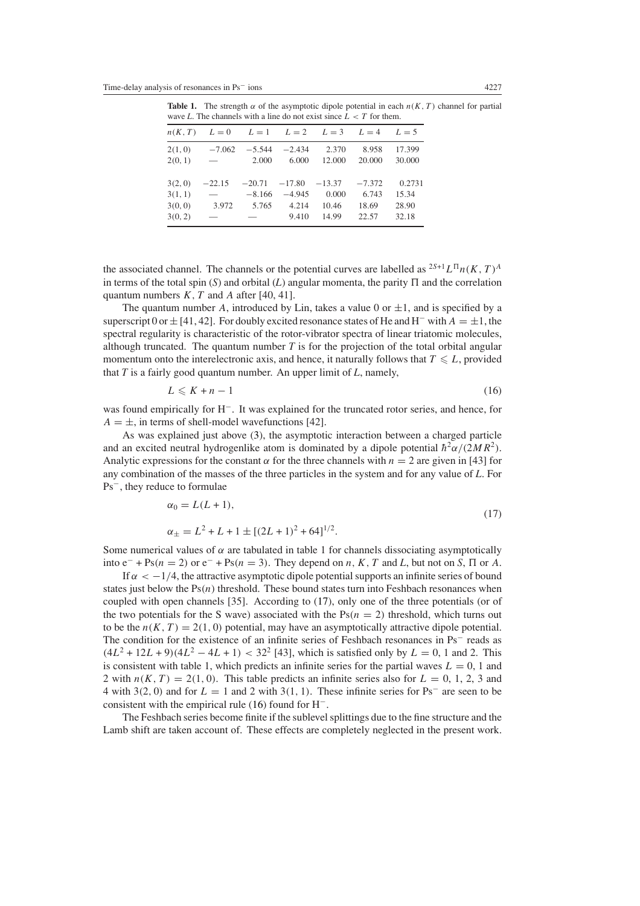**Table 1.** The strength $\alpha$ of the asymptotic dipole potential in each $n(K, T)$ channel for partial wave $L$. The channels with a line do not exist since $L < T$ for them.

| $n(K, T)$ | $L = 0$ | $L = 1$ | $L = 2$ | $L = 3$ | $L = 4$ | $L = 5$ |
|---|---|---|---|---|---|---|
| 2(1, 0) | −7.062 | −5.544 | −2.434 | 2.370 | 8.958 | 17.399 |
| 2(0, 1) | — | 2.000 | 6.000 | 12.000 | 20.000 | 30.000 |
| 3(2, 0) | −22.15 | −20.71 | −17.80 | −13.37 | −7.372 | 0.2731 |
| 3(1, 1) | — | −8.166 | −4.945 | 0.000 | 6.743 | 15.34 |
| 3(0, 0) | 3.972 | 5.765 | 4.214 | 10.46 | 18.69 | 28.90 |
| 3(0, 2) | — | — | 9.410 | 14.99 | 22.57 | 32.18 |

the associated channel. The channels or the potential curves are labelled as ${}^{2S+1}L^{\Pi}n(K, T)^{A}$ in terms of the total spin ($S$) and orbital ($L$) angular momenta, the parity $\Pi$ and the correlation quantum numbers $K$, $T$ and $A$ after [40, 41].

The quantum number $A$, introduced by Lin, takes a value 0 or $\pm 1$, and is specified by a superscript 0 or $\pm$ [41, 42]. For doubly excited resonance states of He and $H^-$ with $A = \pm 1$, the spectral regularity is characteristic of the rotor-vibrator spectra of linear triatomic molecules, although truncated. The quantum number $T$ is for the projection of the total orbital angular momentum onto the interelectronic axis, and hence, it naturally follows that $T \leqslant L$, provided that $T$ is a fairly good quantum number. An upper limit of $L$, namely,

$$L \leqslant K + n - 1 \tag{16}$$

was found empirically for $H^-$. It was explained for the truncated rotor series, and hence, for $A = \pm$, in terms of shell-model wavefunctions [42].

As was explained just above (3), the asymptotic interaction between a charged particle and an excited neutral hydrogenlike atom is dominated by a dipole potential $\hbar^2\alpha/(2MR^2)$. Analytic expressions for the constant $\alpha$ for the three channels with $n = 2$ are given in [43] for any combination of the masses of the three particles in the system and for any value of $L$. For $Ps^-$, they reduce to formulae

$$\begin{aligned} &\alpha_0 = L(L+1), \\ &\alpha_{\pm} = L^2 + L + 1 \pm [(2L+1)^2 + 64]^{1/2}. \end{aligned} \tag{17}$$

Some numerical values of $\alpha$ are tabulated in table 1 for channels dissociating asymptotically into $e^- + Ps(n = 2)$ or $e^- + Ps(n = 3)$. They depend on $n$, $K$, $T$ and $L$, but not on $S$, $\Pi$ or $A$.

If $\alpha < -1/4$, the attractive asymptotic dipole potential supports an infinite series of bound states just below the $Ps(n)$ threshold. These bound states turn into Feshbach resonances when coupled with open channels [35]. According to (17), only one of the three potentials (or of the two potentials for the S wave) associated with the $Ps(n = 2)$ threshold, which turns out to be the $n(K, T) = 2(1, 0)$ potential, may have an asymptotically attractive dipole potential. The condition for the existence of an infinite series of Feshbach resonances in $Ps^-$ reads as $(4L^2 + 12L + 9)(4L^2 - 4L + 1) < 32^2$ [43], which is satisfied only by $L = 0$, 1 and 2. This is consistent with table 1, which predicts an infinite series for the partial waves $L = 0$, 1 and 2 with $n(K, T) = 2(1, 0)$. This table predicts an infinite series also for $L = 0$, 1, 2, 3 and 4 with 3(2, 0) and for $L = 1$ and 2 with 3(1, 1). These infinite series for $Ps^-$ are seen to be consistent with the empirical rule (16) found for $H^-$.

The Feshbach series become finite if the sublevel splittings due to the fine structure and the Lamb shift are taken account of. These effects are completely neglected in the present work.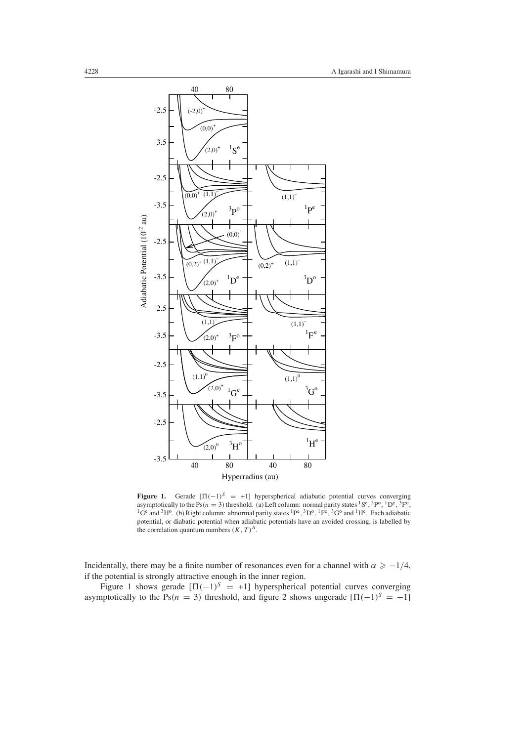**Figure 1.** Gerade $[\Pi(-1)^S = +1]$ hyperspherical adiabatic potential curves converging asymptotically to the Ps($n = 3$) threshold. (a) Left column: normal parity states $^1S^e$, $^3P^o$, $^1D^e$, $^3F^o$, $^1G^e$ and $^3H^o$. (b) Right column: abnormal parity states $^1P^e$, $^3D^o$, $^1F^e$, $^3G^o$ and $^1H^e$. Each adiabatic potential, or diabatic potential when adiabatic potentials have an avoided crossing, is labelled by the correlation quantum numbers $(K, T)^A$.

Incidentally, there may be a finite number of resonances even for a channel with $\alpha \geqslant -1/4$, if the potential is strongly attractive enough in the inner region.

Figure 1 shows gerade $[\Pi(-1)^S = +1]$ hyperspherical potential curves converging asymptotically to the Ps($n = 3$) threshold, and figure 2 shows ungerade $[\Pi(-1)^S = -1]$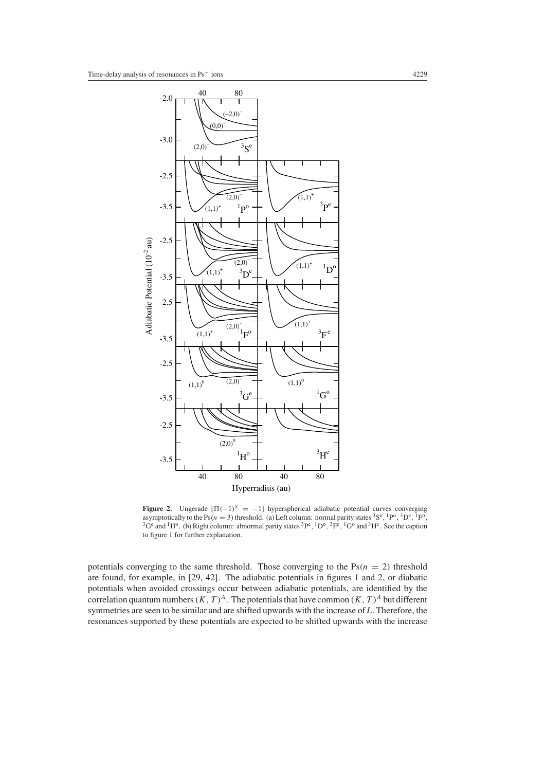**Figure 2.** Ungerade $[\Pi(-1)^S = -1]$ hyperspherical adiabatic potential curves converging asymptotically to the Ps($n = 3$) threshold. (a) Left column: normal parity states $^3S^e$, $^1P^o$, $^3D^e$, $^1F^o$, $^3G^e$ and $^1H^o$. (b) Right column: abnormal parity states $^3P^e$, $^1D^o$, $^3F^e$, $^1G^o$ and $^3H^e$. See the caption to figure 1 for further explanation.

potentials converging to the same threshold. Those converging to the Ps($n = 2$) threshold are found, for example, in [29, 42]. The adiabatic potentials in figures 1 and 2, or diabatic potentials when avoided crossings occur between adiabatic potentials, are identified by the correlation quantum numbers $(K, T)^A$. The potentials that have common $(K, T)^A$ but different symmetries are seen to be similar and are shifted upwards with the increase of $L$. Therefore, the resonances supported by these potentials are expected to be shifted upwards with the increase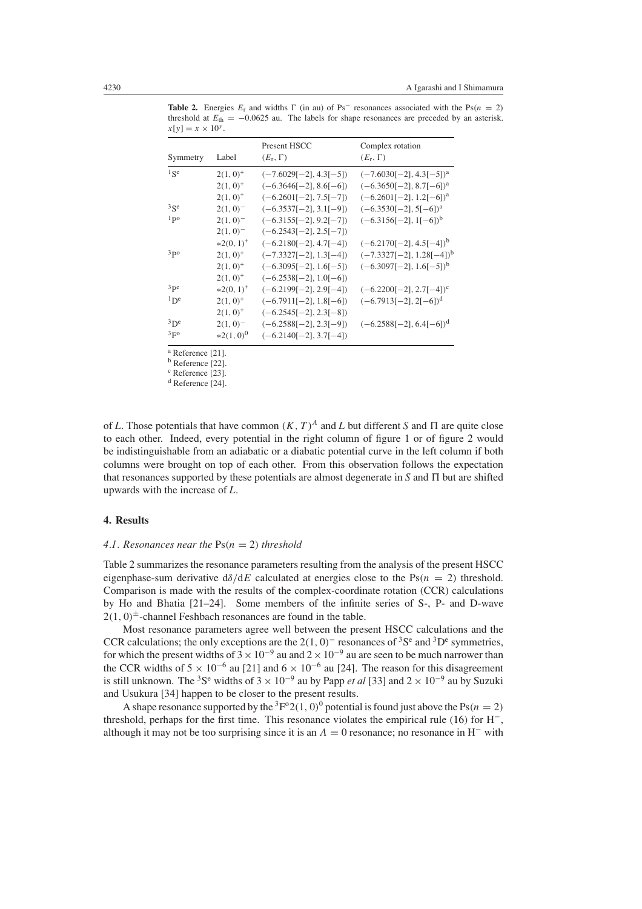**Table 2.** Energies $E_r$ and widths $\Gamma$ (in au) of $Ps^-$ resonances associated with the $Ps(n = 2)$ threshold at $E_{th} = -0.0625$ au. The labels for shape resonances are preceded by an asterisk. $x[y] = x \times 10^y$.

| Symmetry | Label | Present HSCC $(E_r, \Gamma)$ | Complex rotation $(E_r, \Gamma)$ |
|---|---|---|---|
| $^1S^e$ | $2(1,0)^+$ | $(-7.6029[-2], 4.3[-5])$ | $(-7.6030[-2], 4.3[-5])$[a] |
| | $2(1,0)^+$ | $(-6.3646[-2], 8.6[-6])$ | $(-6.3650[-2], 8.7[-6])$[a] |
| | $2(1,0)^+$ | $(-6.2601[-2], 7.5[-7])$ | $(-6.2601[-2], 1.2[-6])$[a] |
| $^3S^e$ | $2(1,0)^-$ | $(-6.3537[-2], 3.1[-9])$ | $(-6.3530[-2], 5[-6])$[a] |
| $^1P^o$ | $2(1,0)^-$ | $(-6.3155[-2], 9.2[-7])$ | $(-6.3156[-2], 1[-6])$[b] |
| | $2(1,0)^-$ | $(-6.2543[-2], 2.5[-7])$ | |
| | $*2(0,1)^+$ | $(-6.2180[-2], 4.7[-4])$ | $(-6.2170[-2], 4.5[-4])$[b] |
| $^3P^o$ | $2(1,0)^+$ | $(-7.3327[-2], 1.3[-4])$ | $(-7.3327[-2], 1.28[-4])$[b] |
| | $2(1,0)^+$ | $(-6.3095[-2], 1.6[-5])$ | $(-6.3097[-2], 1.6[-5])$[b] |
| | $2(1,0)^+$ | $(-6.2538[-2], 1.0[-6])$ | |
| $^3P^e$ | $*2(0,1)^+$ | $(-6.2199[-2], 2.9[-4])$ | $(-6.2200[-2], 2.7[-4])$[c] |
| $^1D^e$ | $2(1,0)^+$ | $(-6.7911[-2], 1.8[-6])$ | $(-6.7913[-2], 2[-6])$[d] |
| | $2(1,0)^+$ | $(-6.2545[-2], 2.3[-8])$ | |
| $^3D^e$ | $2(1,0)^-$ | $(-6.2588[-2], 2.3[-9])$ | $(-6.2588[-2], 6.4[-6])$[d] |
| $^3F^o$ | $*2(1,0)^0$ | $(-6.2140[-2], 3.7[-4])$ | |

[a] Reference [21].
[b] Reference [22].
[c] Reference [23].
[d] Reference [24].

of $L$. Those potentials that have common $(K, T)^A$ and $L$ but different $S$ and $\Pi$ are quite close to each other. Indeed, every potential in the right column of figure 1 or of figure 2 would be indistinguishable from an adiabatic or a diabatic potential curve in the left column if both columns were brought on top of each other. From this observation follows the expectation that resonances supported by these potentials are almost degenerate in $S$ and $\Pi$ but are shifted upwards with the increase of $L$.

## 4. Results

### 4.1. Resonances near the $Ps(n = 2)$ threshold

Table 2 summarizes the resonance parameters resulting from the analysis of the present HSCC eigenphase-sum derivative $d\delta/dE$ calculated at energies close to the $Ps(n = 2)$ threshold. Comparison is made with the results of the complex-coordinate rotation (CCR) calculations by Ho and Bhatia [21–24]. Some members of the infinite series of S-, P- and D-wave $2(1, 0)^{\pm}$-channel Feshbach resonances are found in the table.

Most resonance parameters agree well between the present HSCC calculations and the CCR calculations; the only exceptions are the $2(1, 0)^-$ resonances of $^3S^e$ and $^3D^e$ symmetries, for which the present widths of $3 \times 10^{-9}$ au and $2 \times 10^{-9}$ au are seen to be much narrower than the CCR widths of $5 \times 10^{-6}$ au [21] and $6 \times 10^{-6}$ au [24]. The reason for this disagreement is still unknown. The $^3S^e$ widths of $3 \times 10^{-9}$ au by Papp *et al* [33] and $2 \times 10^{-9}$ au by Suzuki and Usukura [34] happen to be closer to the present results.

A shape resonance supported by the $^3F^o 2(1, 0)^0$ potential is found just above the $Ps(n = 2)$ threshold, perhaps for the first time. This resonance violates the empirical rule (16) for $H^-$, although it may not be too surprising since it is an $A = 0$ resonance; no resonance in $H^-$ with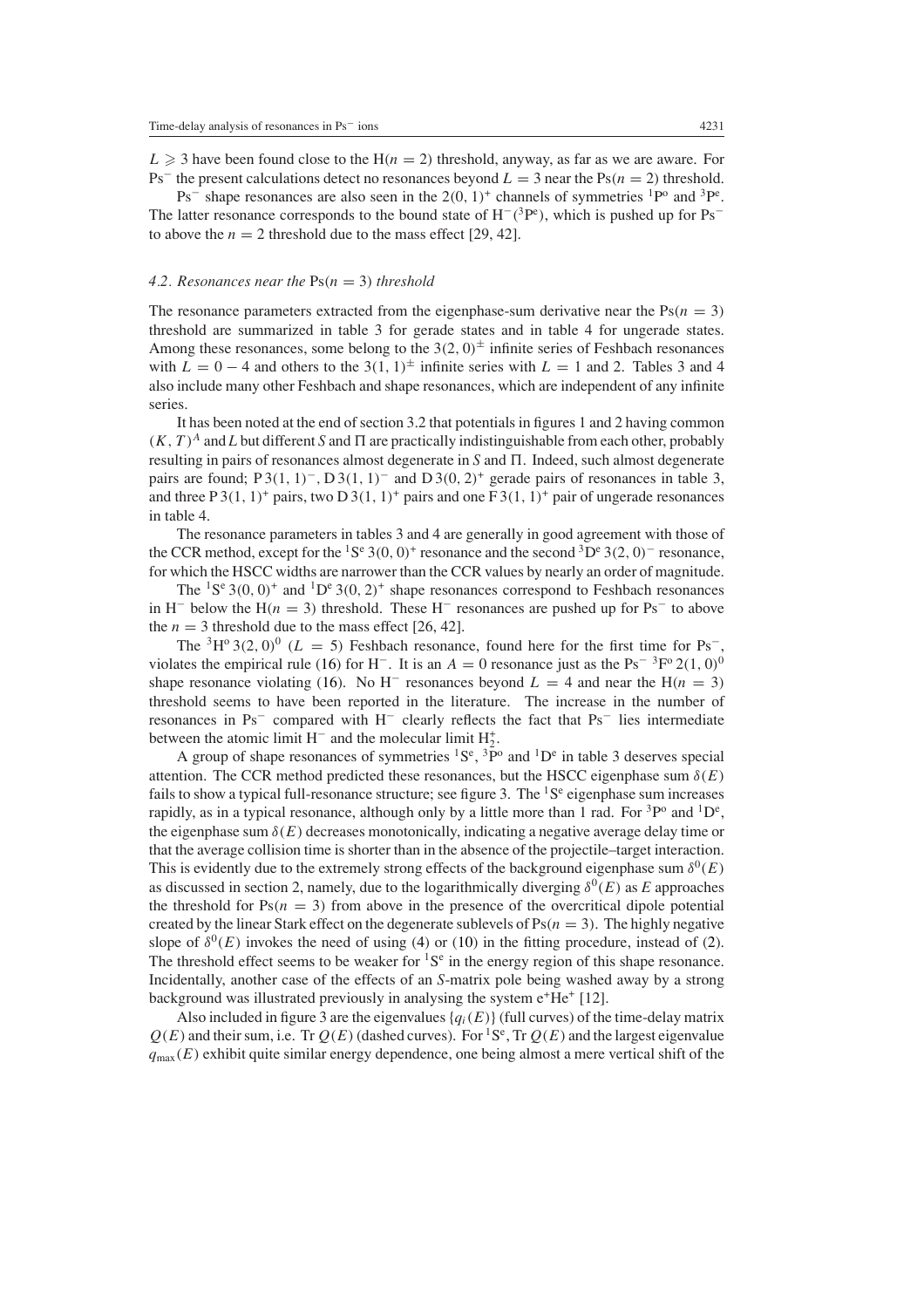$L \geqslant 3$ have been found close to the H($n = 2$) threshold, anyway, as far as we are aware. For $\mathrm{Ps}^-$ the present calculations detect no resonances beyond $L = 3$ near the Ps($n = 2$) threshold.

$\mathrm{Ps}^-$ shape resonances are also seen in the $2(0, 1)^+$ channels of symmetries $^1\mathrm{P}^\mathrm{o}$ and $^3\mathrm{P}^\mathrm{e}$. The latter resonance corresponds to the bound state of $\mathrm{H}^-(^3\mathrm{P}^\mathrm{e})$, which is pushed up for $\mathrm{Ps}^-$ to above the $n = 2$ threshold due to the mass effect [29, 42].

### *4.2. Resonances near the* Ps($n = 3$) *threshold*

The resonance parameters extracted from the eigenphase-sum derivative near the Ps($n = 3$) threshold are summarized in table 3 for gerade states and in table 4 for ungerade states. Among these resonances, some belong to the $3(2, 0)^\pm$ infinite series of Feshbach resonances with $L = 0 - 4$ and others to the $3(1, 1)^\pm$ infinite series with $L = 1$ and 2. Tables 3 and 4 also include many other Feshbach and shape resonances, which are independent of any infinite series.

It has been noted at the end of section 3.2 that potentials in figures 1 and 2 having common $(K, T)^A$ and $L$ but different $S$ and $\Pi$ are practically indistinguishable from each other, probably resulting in pairs of resonances almost degenerate in $S$ and $\Pi$. Indeed, such almost degenerate pairs are found; P $3(1, 1)^-$, D $3(1, 1)^-$ and D $3(0, 2)^+$ gerade pairs of resonances in table 3, and three P $3(1, 1)^+$ pairs, two D $3(1, 1)^+$ pairs and one F $3(1, 1)^+$ pair of ungerade resonances in table 4.

The resonance parameters in tables 3 and 4 are generally in good agreement with those of the CCR method, except for the $^1\mathrm{S}^\mathrm{e}\, 3(0, 0)^+$ resonance and the second $^3\mathrm{D}^\mathrm{e}\, 3(2, 0)^-$ resonance, for which the HSCC widths are narrower than the CCR values by nearly an order of magnitude.

The $^1\mathrm{S}^\mathrm{e}\, 3(0, 0)^+$ and $^1\mathrm{D}^\mathrm{e}\, 3(0, 2)^+$ shape resonances correspond to Feshbach resonances in $\mathrm{H}^-$ below the H($n = 3$) threshold. These $\mathrm{H}^-$ resonances are pushed up for $\mathrm{Ps}^-$ to above the $n = 3$ threshold due to the mass effect [26, 42].

The $^3\mathrm{H}^\mathrm{o}\, 3(2, 0)^0$ ($L = 5$) Feshbach resonance, found here for the first time for $\mathrm{Ps}^-$, violates the empirical rule (16) for $\mathrm{H}^-$. It is an $A = 0$ resonance just as the $\mathrm{Ps}^-$ $^3\mathrm{F}^\mathrm{o}\, 2(1, 0)^0$ shape resonance violating (16). No $\mathrm{H}^-$ resonances beyond $L = 4$ and near the H($n = 3$) threshold seems to have been reported in the literature. The increase in the number of resonances in $\mathrm{Ps}^-$ compared with $\mathrm{H}^-$ clearly reflects the fact that $\mathrm{Ps}^-$ lies intermediate between the atomic limit $\mathrm{H}^-$ and the molecular limit $\mathrm{H}_2^+$.

A group of shape resonances of symmetries $^1\mathrm{S}^\mathrm{e}$, $^3\mathrm{P}^\mathrm{o}$ and $^1\mathrm{D}^\mathrm{e}$ in table 3 deserves special attention. The CCR method predicted these resonances, but the HSCC eigenphase sum $\delta(E)$ fails to show a typical full-resonance structure; see figure 3. The $^1\mathrm{S}^\mathrm{e}$ eigenphase sum increases rapidly, as in a typical resonance, although only by a little more than 1 rad. For $^3\mathrm{P}^\mathrm{o}$ and $^1\mathrm{D}^\mathrm{e}$, the eigenphase sum $\delta(E)$ decreases monotonically, indicating a negative average delay time or that the average collision time is shorter than in the absence of the projectile–target interaction. This is evidently due to the extremely strong effects of the background eigenphase sum $\delta^0(E)$ as discussed in section 2, namely, due to the logarithmically diverging $\delta^0(E)$ as $E$ approaches the threshold for Ps($n = 3$) from above in the presence of the overcritical dipole potential created by the linear Stark effect on the degenerate sublevels of Ps($n = 3$). The highly negative slope of $\delta^0(E)$ invokes the need of using (4) or (10) in the fitting procedure, instead of (2). The threshold effect seems to be weaker for $^1\mathrm{S}^\mathrm{e}$ in the energy region of this shape resonance. Incidentally, another case of the effects of an $S$-matrix pole being washed away by a strong background was illustrated previously in analysing the system $\mathrm{e}^+\mathrm{He}^+$ [12].

Also included in figure 3 are the eigenvalues $\{q_i(E)\}$ (full curves) of the time-delay matrix $Q(E)$ and their sum, i.e. $\mathrm{Tr}\, Q(E)$ (dashed curves). For $^1\mathrm{S}^\mathrm{e}$, $\mathrm{Tr}\, Q(E)$ and the largest eigenvalue $q_{\max}(E)$ exhibit quite similar energy dependence, one being almost a mere vertical shift of the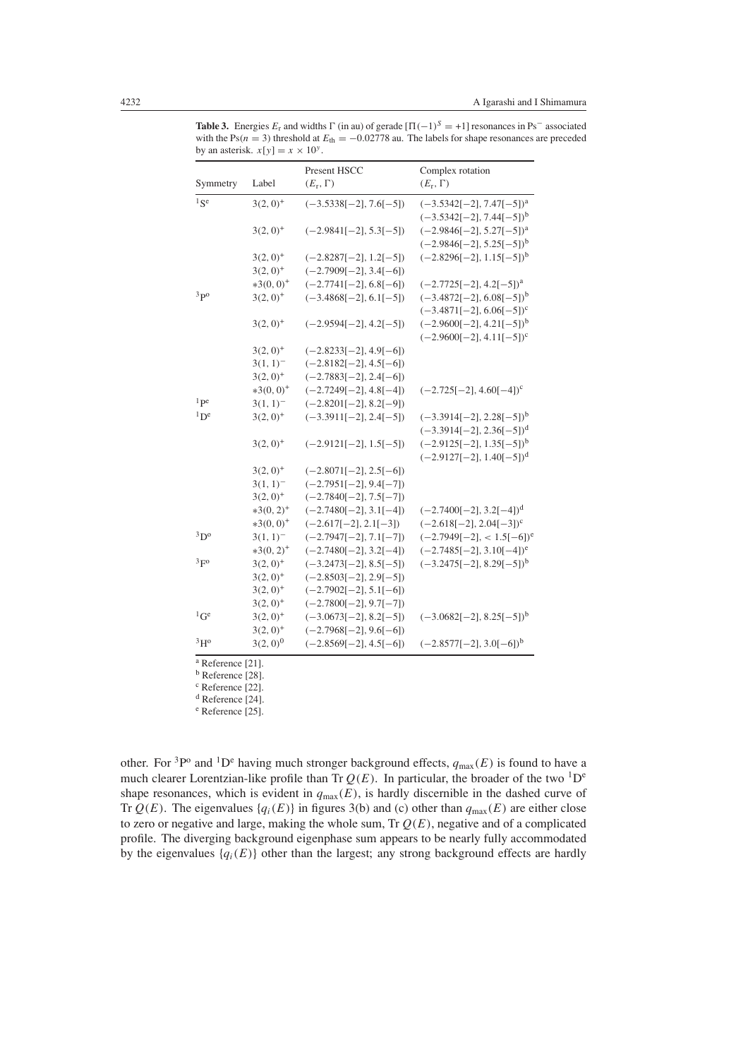**Table 3.** Energies $E_r$ and widths $\Gamma$ (in au) of gerade $[\Pi(-1)^S = +1]$ resonances in $Ps^-$ associated with the Ps($n = 3$) threshold at $E_{th} = -0.02778$ au. The labels for shape resonances are preceded by an asterisk. $x[y] = x \times 10^y$.

| Symmetry | Label | Present HSCC $(E_r, \Gamma)$ | Complex rotation $(E_r, \Gamma)$ |
|---|---|---|---|
| $^1S^e$ | $3(2,0)^+$ | $(-3.5338[-2], 7.6[-5])$ | $(-3.5342[-2], 7.47[-5])^a$ |
| | | | $(-3.5342[-2], 7.44[-5])^b$ |
| | $3(2,0)^+$ | $(-2.9841[-2], 5.3[-5])$ | $(-2.9846[-2], 5.27[-5])^a$ |
| | | | $(-2.9846[-2], 5.25[-5])^b$ |
| | $3(2,0)^+$ | $(-2.8287[-2], 1.2[-5])$ | $(-2.8296[-2], 1.15[-5])^b$ |
| | $3(2,0)^+$ | $(-2.7909[-2], 3.4[-6])$ | |
| | $*3(0,0)^+$ | $(-2.7741[-2], 6.8[-6])$ | $(-2.7725[-2], 4.2[-5])^a$ |
| $^3P^o$ | $3(2,0)^+$ | $(-3.4868[-2], 6.1[-5])$ | $(-3.4872[-2], 6.08[-5])^b$ |
| | | | $(-3.4871[-2], 6.06[-5])^c$ |
| | $3(2,0)^+$ | $(-2.9594[-2], 4.2[-5])$ | $(-2.9600[-2], 4.21[-5])^b$ |
| | | | $(-2.9600[-2], 4.11[-5])^c$ |
| | $3(2,0)^+$ | $(-2.8233[-2], 4.9[-6])$ | |
| | $3(1,1)^-$ | $(-2.8182[-2], 4.5[-6])$ | |
| | $3(2,0)^+$ | $(-2.7883[-2], 2.4[-6])$ | |
| | $*3(0,0)^+$ | $(-2.7249[-2], 4.8[-4])$ | $(-2.725[-2], 4.60[-4])^c$ |
| $^1P^e$ | $3(1,1)^-$ | $(-2.8201[-2], 8.2[-9])$ | |
| $^1D^e$ | $3(2,0)^+$ | $(-3.3911[-2], 2.4[-5])$ | $(-3.3914[-2], 2.28[-5])^b$ |
| | | | $(-3.3914[-2], 2.36[-5])^d$ |
| | $3(2,0)^+$ | $(-2.9121[-2], 1.5[-5])$ | $(-2.9125[-2], 1.35[-5])^b$ |
| | | | $(-2.9127[-2], 1.40[-5])^d$ |
| | $3(2,0)^+$ | $(-2.8071[-2], 2.5[-6])$ | |
| | $3(1,1)^-$ | $(-2.7951[-2], 9.4[-7])$ | |
| | $3(2,0)^+$ | $(-2.7840[-2], 7.5[-7])$ | |
| | $*3(0,2)^+$ | $(-2.7480[-2], 3.1[-4])$ | $(-2.7400[-2], 3.2[-4])^d$ |
| | $*3(0,0)^+$ | $(-2.617[-2], 2.1[-3])$ | $(-2.618[-2], 2.04[-3])^c$ |
| $^3D^o$ | $3(1,1)^-$ | $(-2.7947[-2], 7.1[-7])$ | $(-2.7949[-2], < 1.5[-6])^e$ |
| | $*3(0,2)^+$ | $(-2.7480[-2], 3.2[-4])$ | $(-2.7485[-2], 3.10[-4])^e$ |
| $^3F^o$ | $3(2,0)^+$ | $(-3.2473[-2], 8.5[-5])$ | $(-3.2475[-2], 8.29[-5])^b$ |
| | $3(2,0)^+$ | $(-2.8503[-2], 2.9[-5])$ | |
| | $3(2,0)^+$ | $(-2.7902[-2], 5.1[-6])$ | |
| | $3(2,0)^+$ | $(-2.7800[-2], 9.7[-7])$ | |
| $^1G^e$ | $3(2,0)^+$ | $(-3.0673[-2], 8.2[-5])$ | $(-3.0682[-2], 8.25[-5])^b$ |
| | $3(2,0)^+$ | $(-2.7968[-2], 9.6[-6])$ | |
| $^3H^o$ | $3(2,0)^0$ | $(-2.8569[-2], 4.5[-6])$ | $(-2.8577[-2], 3.0[-6])^b$ |

[a] Reference [21].
[b] Reference [28].
[c] Reference [22].
[d] Reference [24].
[e] Reference [25].

other. For $^3P^o$ and $^1D^e$ having much stronger background effects, $q_{max}(E)$ is found to have a much clearer Lorentzian-like profile than Tr $Q(E)$. In particular, the broader of the two $^1D^e$ shape resonances, which is evident in $q_{max}(E)$, is hardly discernible in the dashed curve of Tr $Q(E)$. The eigenvalues $\{q_i(E)\}$ in figures 3(b) and (c) other than $q_{max}(E)$ are either close to zero or negative and large, making the whole sum, Tr $Q(E)$, negative and of a complicated profile. The diverging background eigenphase sum appears to be nearly fully accommodated by the eigenvalues $\{q_i(E)\}$ other than the largest; any strong background effects are hardly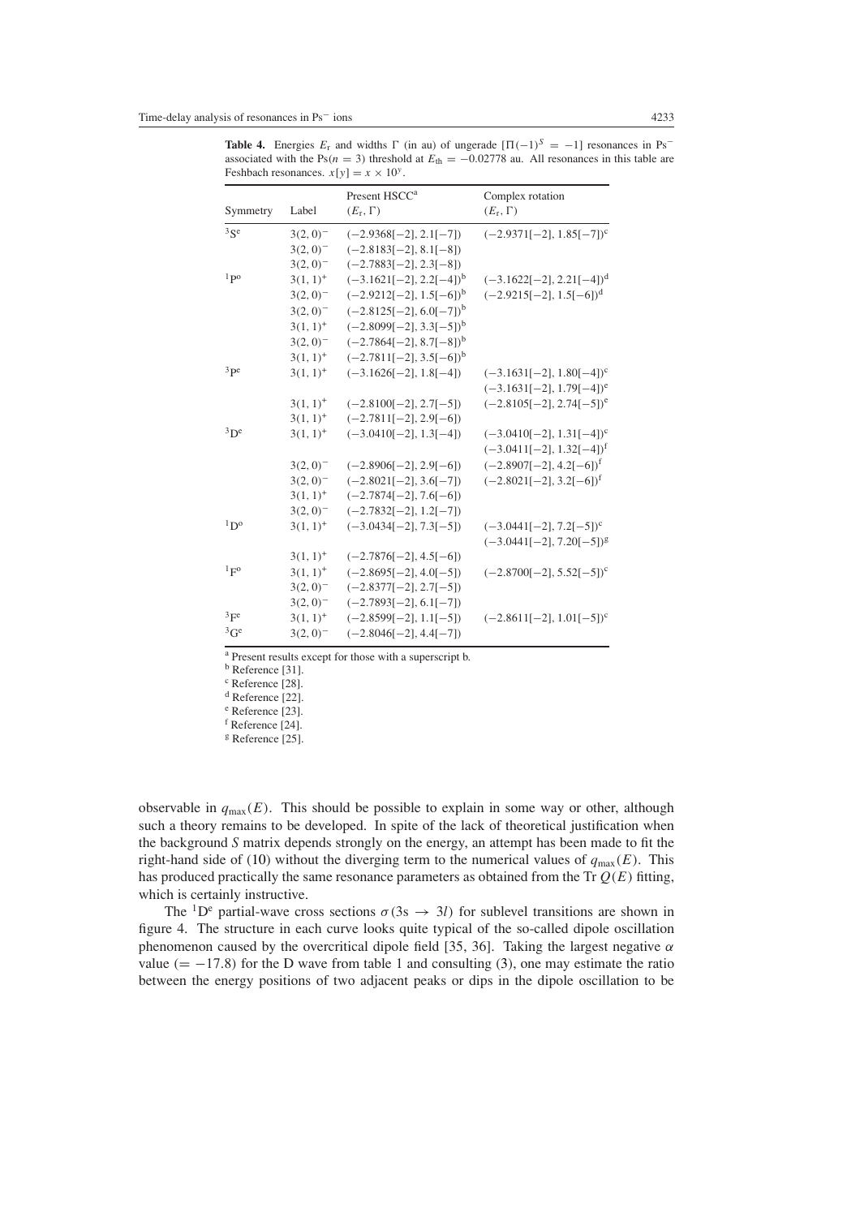**Table 4.** Energies $E_r$ and widths $\Gamma$ (in au) of ungerade $[\Pi(-1)^S = -1]$ resonances in $Ps^-$ associated with the $Ps(n = 3)$ threshold at $E_{th} = -0.02778$ au. All resonances in this table are Feshbach resonances. $x[y] = x \times 10^y$.

| Symmetry | Label | Present HSCC[a] $(E_r, \Gamma)$ | Complex rotation $(E_r, \Gamma)$ |
|---|---|---|---|
| $^3S^e$ | $3(2,0)^-$ | $(-2.9368[-2], 2.1[-7])$ | $(-2.9371[-2], 1.85[-7])$[c] |
| | $3(2,0)^-$ | $(-2.8183[-2], 8.1[-8])$ | |
| | $3(2,0)^-$ | $(-2.7883[-2], 2.3[-8])$ | |
| $^1P^o$ | $3(1,1)^+$ | $(-3.1621[-2], 2.2[-4])$[b] | $(-3.1622[-2], 2.21[-4])$[d] |
| | $3(2,0)^-$ | $(-2.9212[-2], 1.5[-6])$[b] | $(-2.9215[-2], 1.5[-6])$[d] |
| | $3(2,0)^-$ | $(-2.8125[-2], 6.0[-7])$[b] | |
| | $3(1,1)^+$ | $(-2.8099[-2], 3.3[-5])$[b] | |
| | $3(2,0)^-$ | $(-2.7864[-2], 8.7[-8])$[b] | |
| | $3(1,1)^+$ | $(-2.7811[-2], 3.5[-6])$[b] | |
| $^3P^e$ | $3(1,1)^+$ | $(-3.1626[-2], 1.8[-4])$ | $(-3.1631[-2], 1.80[-4])$[c] |
| | | | $(-3.1631[-2], 1.79[-4])$[e] |
| | $3(1,1)^+$ | $(-2.8100[-2], 2.7[-5])$ | $(-2.8105[-2], 2.74[-5])$[e] |
| | $3(1,1)^+$ | $(-2.7811[-2], 2.9[-6])$ | |
| $^3D^e$ | $3(1,1)^+$ | $(-3.0410[-2], 1.3[-4])$ | $(-3.0410[-2], 1.31[-4])$[c] |
| | | | $(-3.0411[-2], 1.32[-4])$[f] |
| | $3(2,0)^-$ | $(-2.8906[-2], 2.9[-6])$ | $(-2.8907[-2], 4.2[-6])$[f] |
| | $3(2,0)^-$ | $(-2.8021[-2], 3.6[-7])$ | $(-2.8021[-2], 3.2[-6])$[f] |
| | $3(1,1)^+$ | $(-2.7874[-2], 7.6[-6])$ | |
| | $3(2,0)^-$ | $(-2.7832[-2], 1.2[-7])$ | |
| $^1D^o$ | $3(1,1)^+$ | $(-3.0434[-2], 7.3[-5])$ | $(-3.0441[-2], 7.2[-5])$[c] |
| | | | $(-3.0441[-2], 7.20[-5])$[g] |
| | $3(1,1)^+$ | $(-2.7876[-2], 4.5[-6])$ | |
| $^1F^o$ | $3(1,1)^+$ | $(-2.8695[-2], 4.0[-5])$ | $(-2.8700[-2], 5.52[-5])$[c] |
| | $3(2,0)^-$ | $(-2.8377[-2], 2.7[-5])$ | |
| | $3(2,0)^-$ | $(-2.7893[-2], 6.1[-7])$ | |
| $^3F^e$ | $3(1,1)^+$ | $(-2.8599[-2], 1.1[-5])$ | $(-2.8611[-2], 1.01[-5])$[c] |
| $^3G^e$ | $3(2,0)^-$ | $(-2.8046[-2], 4.4[-7])$ | |

[a] Present results except for those with a superscript b.
[b] Reference [31].
[c] Reference [28].
[d] Reference [22].
[e] Reference [23].
[f] Reference [24].
[g] Reference [25].

observable in $q_{max}(E)$. This should be possible to explain in some way or other, although such a theory remains to be developed. In spite of the lack of theoretical justification when the background $S$ matrix depends strongly on the energy, an attempt has been made to fit the right-hand side of (10) without the diverging term to the numerical values of $q_{max}(E)$. This has produced practically the same resonance parameters as obtained from the Tr $Q(E)$ fitting, which is certainly instructive.

The $^1D^e$ partial-wave cross sections $\sigma(3s \rightarrow 3l)$ for sublevel transitions are shown in figure 4. The structure in each curve looks quite typical of the so-called dipole oscillation phenomenon caused by the overcritical dipole field [35, 36]. Taking the largest negative $\alpha$ value ($= -17.8$) for the D wave from table 1 and consulting (3), one may estimate the ratio between the energy positions of two adjacent peaks or dips in the dipole oscillation to be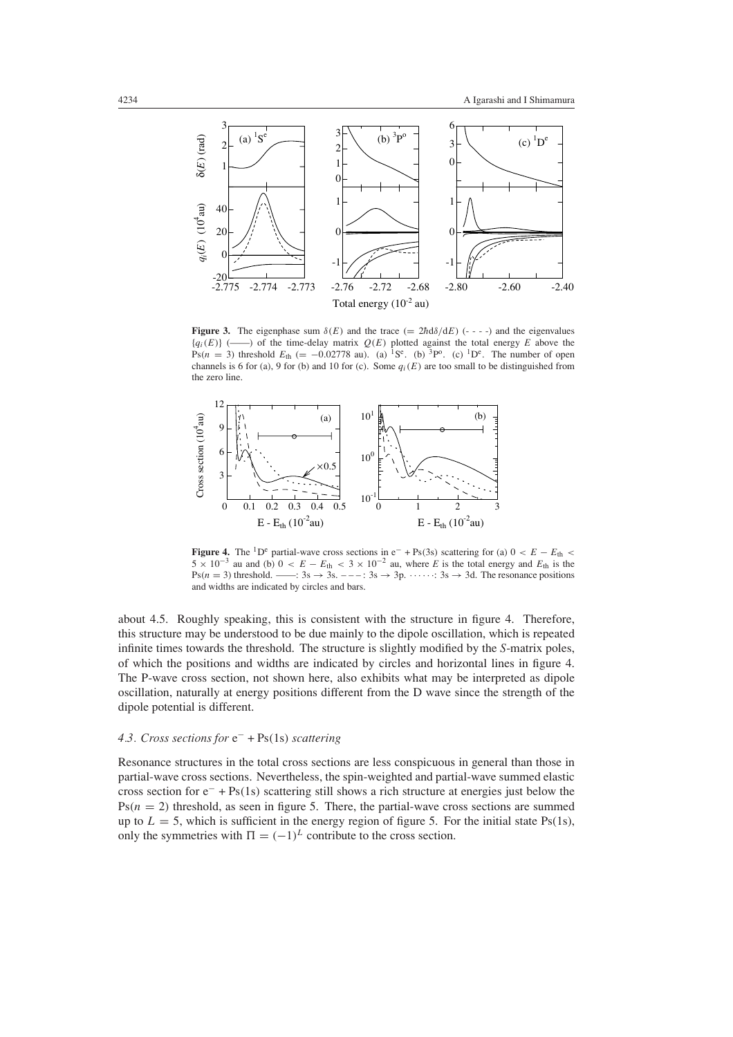**Figure 3.** The eigenphase sum $\delta(E)$ and the trace ($= 2\hbar \mathrm{d}\delta/\mathrm{d}E$) (- - - -) and the eigenvalues $\{q_i(E)\}$ (——) of the time-delay matrix $Q(E)$ plotted against the total energy $E$ above the $\mathrm{Ps}(n = 3)$ threshold $E_{\mathrm{th}}$ ($= -0.02778$ au). (a) $^1\mathrm{S}^\mathrm{e}$. (b) $^3\mathrm{P}^\mathrm{o}$. (c) $^1\mathrm{D}^\mathrm{e}$. The number of open channels is 6 for (a), 9 for (b) and 10 for (c). Some $q_i(E)$ are too small to be distinguished from the zero line.

**Figure 4.** The $^1\mathrm{D}^\mathrm{e}$ partial-wave cross sections in $\mathrm{e}^- + \mathrm{Ps}(3\mathrm{s})$ scattering for (a) $0 < E - E_{\mathrm{th}} < 5 \times 10^{-3}$ au and (b) $0 < E - E_{\mathrm{th}} < 3 \times 10^{-2}$ au, where $E$ is the total energy and $E_{\mathrm{th}}$ is the $\mathrm{Ps}(n = 3)$ threshold. ——: 3s → 3s. – – –: 3s → 3p. · · · · · ·: 3s → 3d. The resonance positions and widths are indicated by circles and bars.

about 4.5. Roughly speaking, this is consistent with the structure in figure 4. Therefore, this structure may be understood to be due mainly to the dipole oscillation, which is repeated infinite times towards the threshold. The structure is slightly modified by the *S*-matrix poles, of which the positions and widths are indicated by circles and horizontal lines in figure 4. The P-wave cross section, not shown here, also exhibits what may be interpreted as dipole oscillation, naturally at energy positions different from the D wave since the strength of the dipole potential is different.

### *4.3. Cross sections for* $\mathrm{e}^- + \mathrm{Ps}(1\mathrm{s})$ *scattering*

Resonance structures in the total cross sections are less conspicuous in general than those in partial-wave cross sections. Nevertheless, the spin-weighted and partial-wave summed elastic cross section for $\mathrm{e}^- + \mathrm{Ps}(1\mathrm{s})$ scattering still shows a rich structure at energies just below the $\mathrm{Ps}(n = 2)$ threshold, as seen in figure 5. There, the partial-wave cross sections are summed up to $L = 5$, which is sufficient in the energy region of figure 5. For the initial state Ps(1s), only the symmetries with $\Pi = (-1)^L$ contribute to the cross section.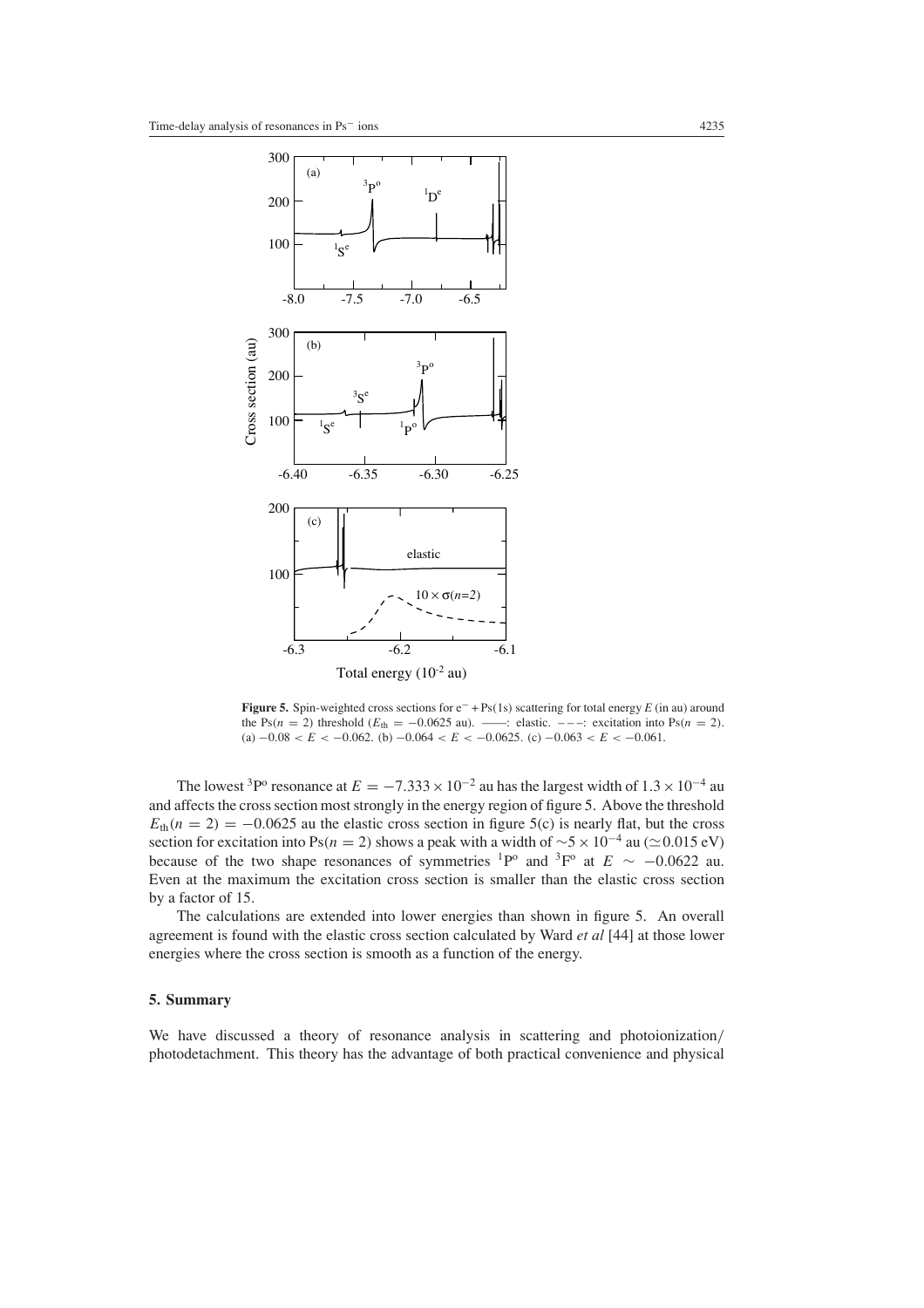**Figure 5.** Spin-weighted cross sections for $e^- + Ps(1s)$ scattering for total energy $E$ (in au) around the $Ps(n = 2)$ threshold ($E_{th} = -0.0625$ au). ——: elastic. – – –: excitation into $Ps(n = 2)$. (a) $-0.08 < E < -0.062$. (b) $-0.064 < E < -0.0625$. (c) $-0.063 < E < -0.061$.

The lowest $^3P^o$ resonance at $E = -7.333 \times 10^{-2}$ au has the largest width of $1.3 \times 10^{-4}$ au and affects the cross section most strongly in the energy region of figure 5. Above the threshold $E_{th}(n = 2) = -0.0625$ au the elastic cross section in figure 5(c) is nearly flat, but the cross section for excitation into $Ps(n = 2)$ shows a peak with a width of $\sim 5 \times 10^{-4}$ au ($\simeq 0.015$ eV) because of the two shape resonances of symmetries $^1P^o$ and $^3F^o$ at $E \sim -0.0622$ au. Even at the maximum the excitation cross section is smaller than the elastic cross section by a factor of 15.

The calculations are extended into lower energies than shown in figure 5. An overall agreement is found with the elastic cross section calculated by Ward *et al* [44] at those lower energies where the cross section is smooth as a function of the energy.

## 5. Summary

We have discussed a theory of resonance analysis in scattering and photoionization/photodetachment. This theory has the advantage of both practical convenience and physical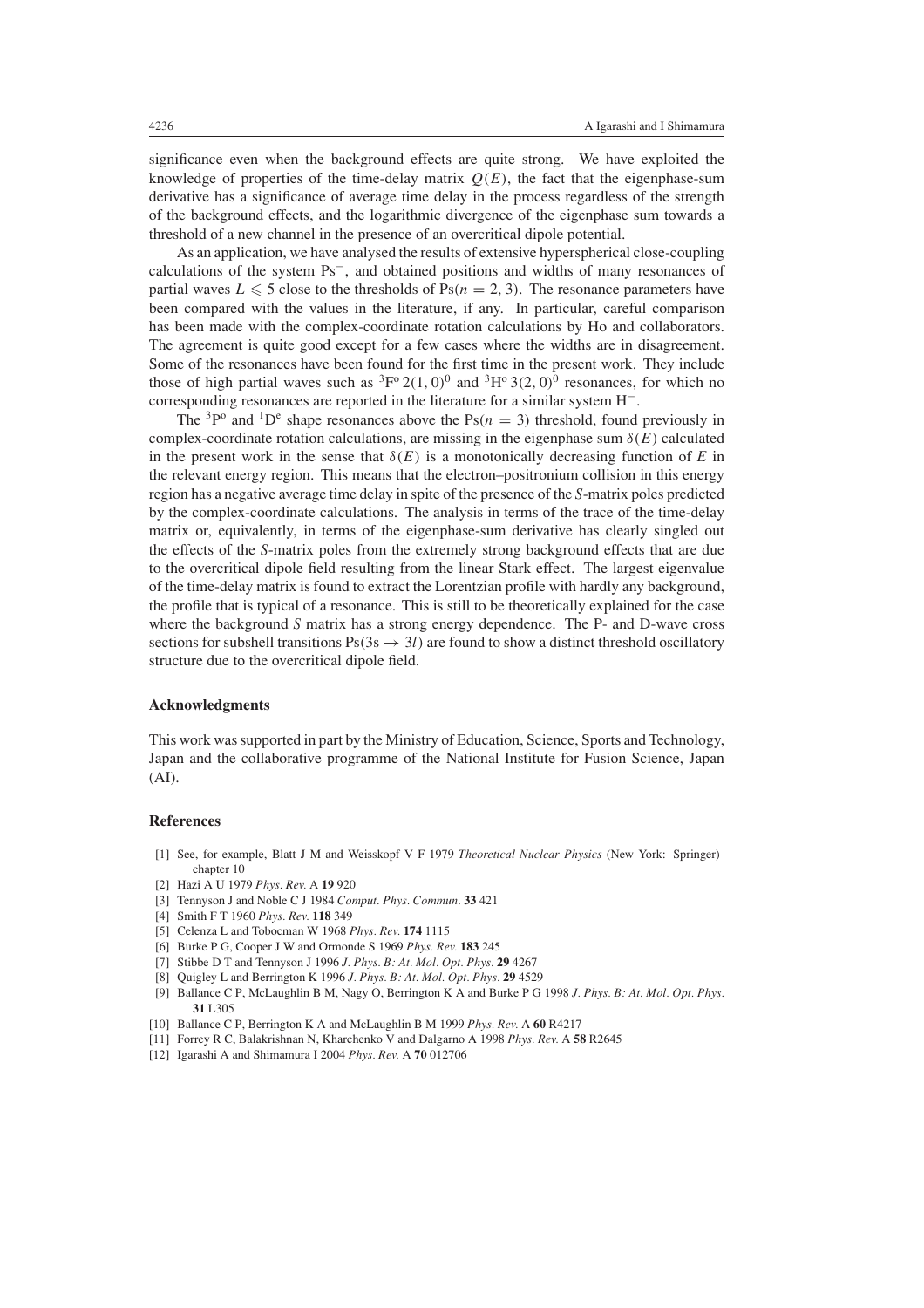significance even when the background effects are quite strong. We have exploited the knowledge of properties of the time-delay matrix $Q(E)$, the fact that the eigenphase-sum derivative has a significance of average time delay in the process regardless of the strength of the background effects, and the logarithmic divergence of the eigenphase sum towards a threshold of a new channel in the presence of an overcritical dipole potential.

As an application, we have analysed the results of extensive hyperspherical close-coupling calculations of the system $Ps^-$, and obtained positions and widths of many resonances of partial waves $L \leqslant 5$ close to the thresholds of $Ps(n = 2, 3)$. The resonance parameters have been compared with the values in the literature, if any. In particular, careful comparison has been made with the complex-coordinate rotation calculations by Ho and collaborators. The agreement is quite good except for a few cases where the widths are in disagreement. Some of the resonances have been found for the first time in the present work. They include those of high partial waves such as $^3F^o\,2(1,0)^0$ and $^3H^o\,3(2,0)^0$ resonances, for which no corresponding resonances are reported in the literature for a similar system $H^-$.

The $^3P^o$ and $^1D^e$ shape resonances above the $Ps(n = 3)$ threshold, found previously in complex-coordinate rotation calculations, are missing in the eigenphase sum $\delta(E)$ calculated in the present work in the sense that $\delta(E)$ is a monotonically decreasing function of $E$ in the relevant energy region. This means that the electron–positronium collision in this energy region has a negative average time delay in spite of the presence of the *S*-matrix poles predicted by the complex-coordinate calculations. The analysis in terms of the trace of the time-delay matrix or, equivalently, in terms of the eigenphase-sum derivative has clearly singled out the effects of the *S*-matrix poles from the extremely strong background effects that are due to the overcritical dipole field resulting from the linear Stark effect. The largest eigenvalue of the time-delay matrix is found to extract the Lorentzian profile with hardly any background, the profile that is typical of a resonance. This is still to be theoretically explained for the case where the background *S* matrix has a strong energy dependence. The P- and D-wave cross sections for subshell transitions $Ps(3s \rightarrow 3l)$ are found to show a distinct threshold oscillatory structure due to the overcritical dipole field.

## Acknowledgments

This work was supported in part by the Ministry of Education, Science, Sports and Technology, Japan and the collaborative programme of the National Institute for Fusion Science, Japan (AI).

## References

[1] See, for example, Blatt J M and Weisskopf V F 1979 *Theoretical Nuclear Physics* (New York: Springer) chapter 10

[2] Hazi A U 1979 *Phys. Rev.* A **19** 920

[3] Tennyson J and Noble C J 1984 *Comput. Phys. Commun.* **33** 421

[4] Smith F T 1960 *Phys. Rev.* **118** 349

[5] Celenza L and Tobocman W 1968 *Phys. Rev.* **174** 1115

[6] Burke P G, Cooper J W and Ormonde S 1969 *Phys. Rev.* **183** 245

[7] Stibbe D T and Tennyson J 1996 *J. Phys. B: At. Mol. Opt. Phys.* **29** 4267

[8] Quigley L and Berrington K 1996 *J. Phys. B: At. Mol. Opt. Phys.* **29** 4529

[9] Ballance C P, McLaughlin B M, Nagy O, Berrington K A and Burke P G 1998 *J. Phys. B: At. Mol. Opt. Phys.* **31** L305

[10] Ballance C P, Berrington K A and McLaughlin B M 1999 *Phys. Rev.* A **60** R4217

[11] Forrey R C, Balakrishnan N, Kharchenko V and Dalgarno A 1998 *Phys. Rev.* A **58** R2645

[12] Igarashi A and Shimamura I 2004 *Phys. Rev.* A **70** 012706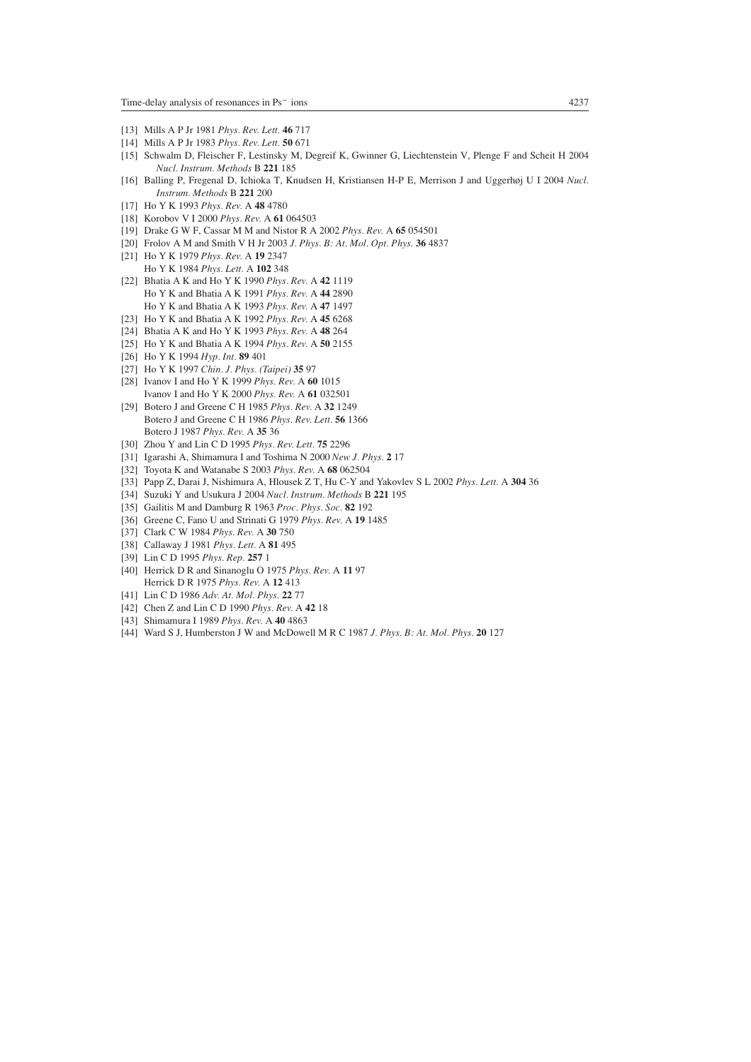[13] Mills A P Jr 1981 *Phys. Rev. Lett.* **46** 717

[14] Mills A P Jr 1983 *Phys. Rev. Lett.* **50** 671

[15] Schwalm D, Fleischer F, Lestinsky M, Degreif K, Gwinner G, Liechtenstein V, Plenge F and Scheit H 2004 *Nucl. Instrum. Methods* B **221** 185

[16] Balling P, Fregenal D, Ichioka T, Knudsen H, Kristiansen H-P E, Merrison J and Uggerhøj U I 2004 *Nucl. Instrum. Methods* B **221** 200

[17] Ho Y K 1993 *Phys. Rev.* A **48** 4780

[18] Korobov V I 2000 *Phys. Rev.* A **61** 064503

[19] Drake G W F, Cassar M M and Nistor R A 2002 *Phys. Rev.* A **65** 054501

[20] Frolov A M and Smith V H Jr 2003 *J. Phys. B: At. Mol. Opt. Phys.* **36** 4837

[21] Ho Y K 1979 *Phys. Rev.* A **19** 2347
Ho Y K 1984 *Phys. Lett.* A **102** 348

[22] Bhatia A K and Ho Y K 1990 *Phys. Rev.* A **42** 1119
Ho Y K and Bhatia A K 1991 *Phys. Rev.* A **44** 2890
Ho Y K and Bhatia A K 1993 *Phys. Rev.* A **47** 1497

[23] Ho Y K and Bhatia A K 1992 *Phys. Rev.* A **45** 6268

[24] Bhatia A K and Ho Y K 1993 *Phys. Rev.* A **48** 264

[25] Ho Y K and Bhatia A K 1994 *Phys. Rev.* A **50** 2155

[26] Ho Y K 1994 *Hyp. Int.* **89** 401

[27] Ho Y K 1997 *Chin. J. Phys. (Taipei)* **35** 97

[28] Ivanov I and Ho Y K 1999 *Phys. Rev.* A **60** 1015
Ivanov I and Ho Y K 2000 *Phys. Rev.* A **61** 032501

[29] Botero J and Greene C H 1985 *Phys. Rev.* A **32** 1249
Botero J and Greene C H 1986 *Phys. Rev. Lett.* **56** 1366
Botero J 1987 *Phys. Rev.* A **35** 36

[30] Zhou Y and Lin C D 1995 *Phys. Rev. Lett.* **75** 2296

[31] Igarashi A, Shimamura I and Toshima N 2000 *New J. Phys.* **2** 17

[32] Toyota K and Watanabe S 2003 *Phys. Rev.* A **68** 062504

[33] Papp Z, Darai J, Nishimura A, Hlousek Z T, Hu C-Y and Yakovlev S L 2002 *Phys. Lett.* A **304** 36

[34] Suzuki Y and Usukura J 2004 *Nucl. Instrum. Methods* B **221** 195

[35] Gailitis M and Damburg R 1963 *Proc. Phys. Soc.* **82** 192

[36] Greene C, Fano U and Strinati G 1979 *Phys. Rev.* A **19** 1485

[37] Clark C W 1984 *Phys. Rev.* A **30** 750

[38] Callaway J 1981 *Phys. Lett.* A **81** 495

[39] Lin C D 1995 *Phys. Rep.* **257** 1

[40] Herrick D R and Sinanoglu O 1975 *Phys. Rev.* A **11** 97
Herrick D R 1975 *Phys. Rev.* A **12** 413

[41] Lin C D 1986 *Adv. At. Mol. Phys.* **22** 77

[42] Chen Z and Lin C D 1990 *Phys. Rev.* A **42** 18

[43] Shimamura I 1989 *Phys. Rev.* A **40** 4863

[44] Ward S J, Humberston J W and McDowell M R C 1987 *J. Phys. B: At. Mol. Phys.* **20** 127